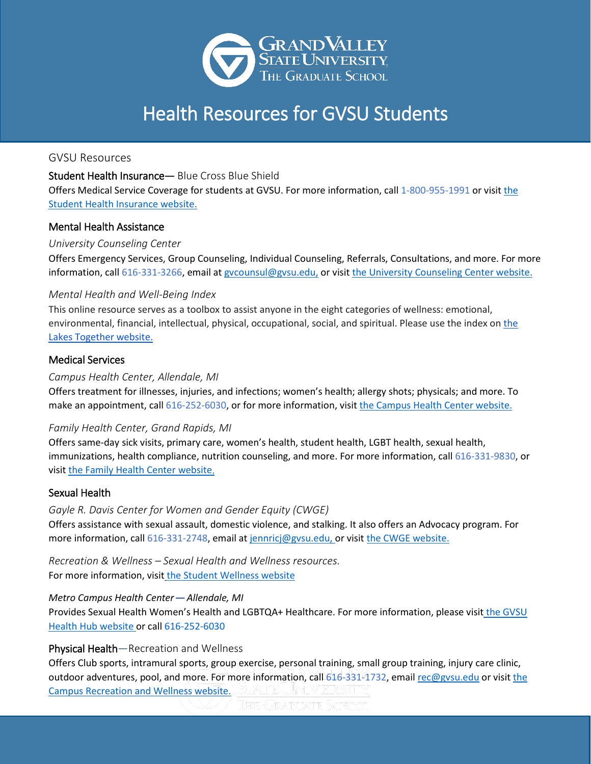# Health Resources for GVSU Students

## GVSU Resources

### Student Health Insurance— Blue Cross Blue Shield

Offers Medical Service Coverage for students at GVSU. For more information, call 1-800-955-1991 or visit the Student Health Insurance website.

### Mental Health Assistance

*University Counseling Center*

Offers Emergency Services, Group Counseling, Individual Counseling, Referrals, Consultations, and more. For more information, call 616-331-3266, email at gvcounsul@gvsu.edu, or visit the University Counseling Center website.

*Mental Health and Well-Being Index*

This online resource serves as a toolbox to assist anyone in the eight categories of wellness: emotional, environmental, financial, intellectual, physical, occupational, social, and spiritual. Please use the index on the Lakes Together website.

### Medical Services

*Campus Health Center, Allendale, MI*

Offers treatment for illnesses, injuries, and infections; women's health; allergy shots; physicals; and more. To make an appointment, call 616-252-6030, or for more information, visit the Campus Health Center website.

*Family Health Center, Grand Rapids, MI*

Offers same-day sick visits, primary care, women's health, student health, LGBT health, sexual health, immunizations, health compliance, nutrition counseling, and more. For more information, call 616-331-9830, or visit the Family Health Center website.

### Sexual Health

*Gayle R. Davis Center for Women and Gender Equity (CWGE)*

Offers assistance with sexual assault, domestic violence, and stalking. It also offers an Advocacy program. For more information, call 616-331-2748, email at jennricj@gvsu.edu, or visit the CWGE website.

*Recreation & Wellness – Sexual Health and Wellness resources.*

For more information, visit the Student Wellness website

***Metro Campus Health Center — Allendale, MI***

Provides Sexual Health Women's Health and LGBTQA+ Healthcare. For more information, please visit the GVSU Health Hub website or call 616-252-6030

### Physical Health—Recreation and Wellness

Offers Club sports, intramural sports, group exercise, personal training, small group training, injury care clinic, outdoor adventures, pool, and more. For more information, call 616-331-1732, email rec@gvsu.edu or visit the Campus Recreation and Wellness website.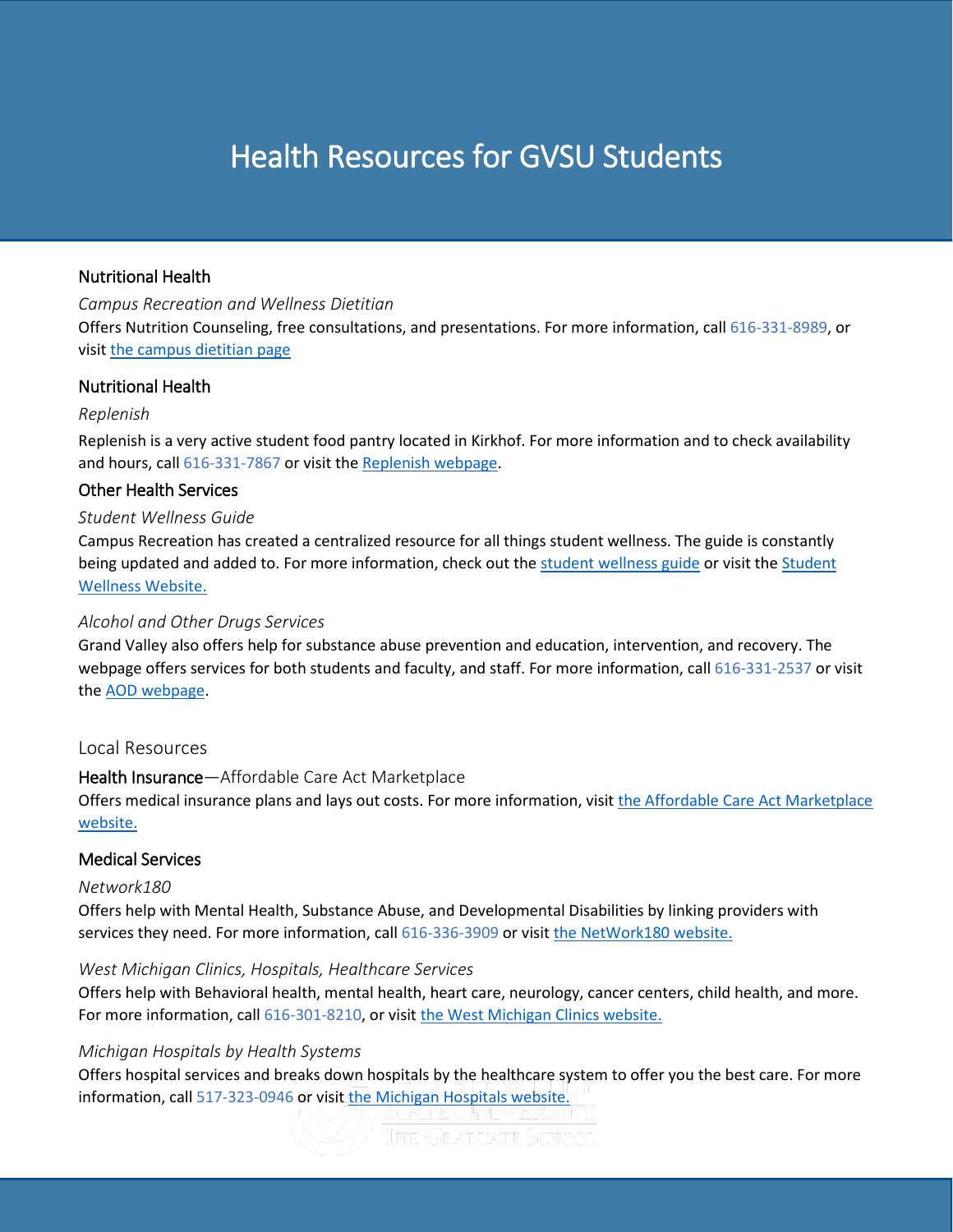# Health Resources for GVSU Students

## Nutritional Health

*Campus Recreation and Wellness Dietitian*

Offers Nutrition Counseling, free consultations, and presentations. For more information, call 616-331-8989, or visit the campus dietitian page

## Nutritional Health

*Replenish*

Replenish is a very active student food pantry located in Kirkhof. For more information and to check availability and hours, call 616-331-7867 or visit the Replenish webpage.

## Other Health Services

*Student Wellness Guide*

Campus Recreation has created a centralized resource for all things student wellness. The guide is constantly being updated and added to. For more information, check out the student wellness guide or visit the Student Wellness Website.

*Alcohol and Other Drugs Services*

Grand Valley also offers help for substance abuse prevention and education, intervention, and recovery. The webpage offers services for both students and faculty, and staff. For more information, call 616-331-2537 or visit the AOD webpage.

## Local Resources

**Health Insurance**—Affordable Care Act Marketplace

Offers medical insurance plans and lays out costs. For more information, visit the Affordable Care Act Marketplace website.

## Medical Services

*Network180*

Offers help with Mental Health, Substance Abuse, and Developmental Disabilities by linking providers with services they need. For more information, call 616-336-3909 or visit the NetWork180 website.

*West Michigan Clinics, Hospitals, Healthcare Services*

Offers help with Behavioral health, mental health, heart care, neurology, cancer centers, child health, and more. For more information, call 616-301-8210, or visit the West Michigan Clinics website.

*Michigan Hospitals by Health Systems*

Offers hospital services and breaks down hospitals by the healthcare system to offer you the best care. For more information, call 517-323-0946 or visit the Michigan Hospitals website.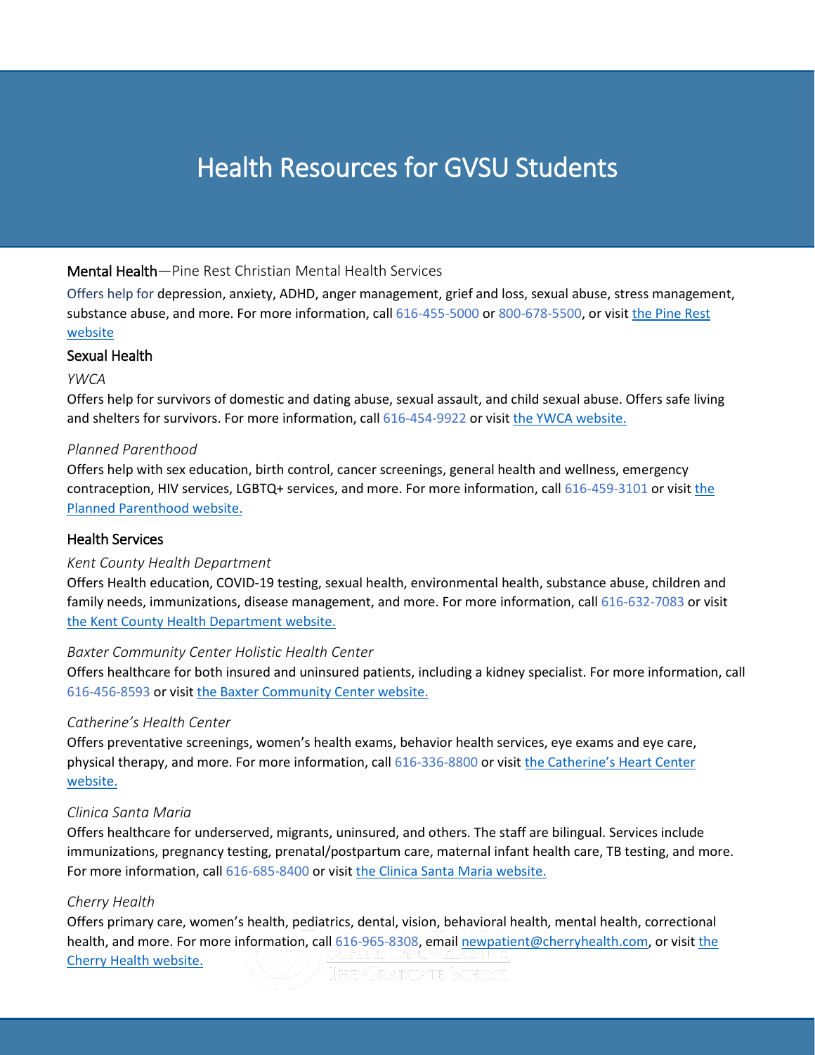# Health Resources for GVSU Students

## Mental Health—Pine Rest Christian Mental Health Services

Offers help for depression, anxiety, ADHD, anger management, grief and loss, sexual abuse, stress management, substance abuse, and more. For more information, call 616-455-5000 or 800-678-5500, or visit the Pine Rest website

## Sexual Health

*YWCA*

Offers help for survivors of domestic and dating abuse, sexual assault, and child sexual abuse. Offers safe living and shelters for survivors. For more information, call 616-454-9922 or visit the YWCA website.

*Planned Parenthood*

Offers help with sex education, birth control, cancer screenings, general health and wellness, emergency contraception, HIV services, LGBTQ+ services, and more. For more information, call 616-459-3101 or visit the Planned Parenthood website.

## Health Services

*Kent County Health Department*

Offers Health education, COVID-19 testing, sexual health, environmental health, substance abuse, children and family needs, immunizations, disease management, and more. For more information, call 616-632-7083 or visit the Kent County Health Department website.

*Baxter Community Center Holistic Health Center*

Offers healthcare for both insured and uninsured patients, including a kidney specialist. For more information, call 616-456-8593 or visit the Baxter Community Center website.

*Catherine's Health Center*

Offers preventative screenings, women's health exams, behavior health services, eye exams and eye care, physical therapy, and more. For more information, call 616-336-8800 or visit the Catherine's Heart Center website.

*Clinica Santa Maria*

Offers healthcare for underserved, migrants, uninsured, and others. The staff are bilingual. Services include immunizations, pregnancy testing, prenatal/postpartum care, maternal infant health care, TB testing, and more. For more information, call 616-685-8400 or visit the Clinica Santa Maria website.

*Cherry Health*

Offers primary care, women's health, pediatrics, dental, vision, behavioral health, mental health, correctional health, and more. For more information, call 616-965-8308, email newpatient@cherryhealth.com, or visit the Cherry Health website.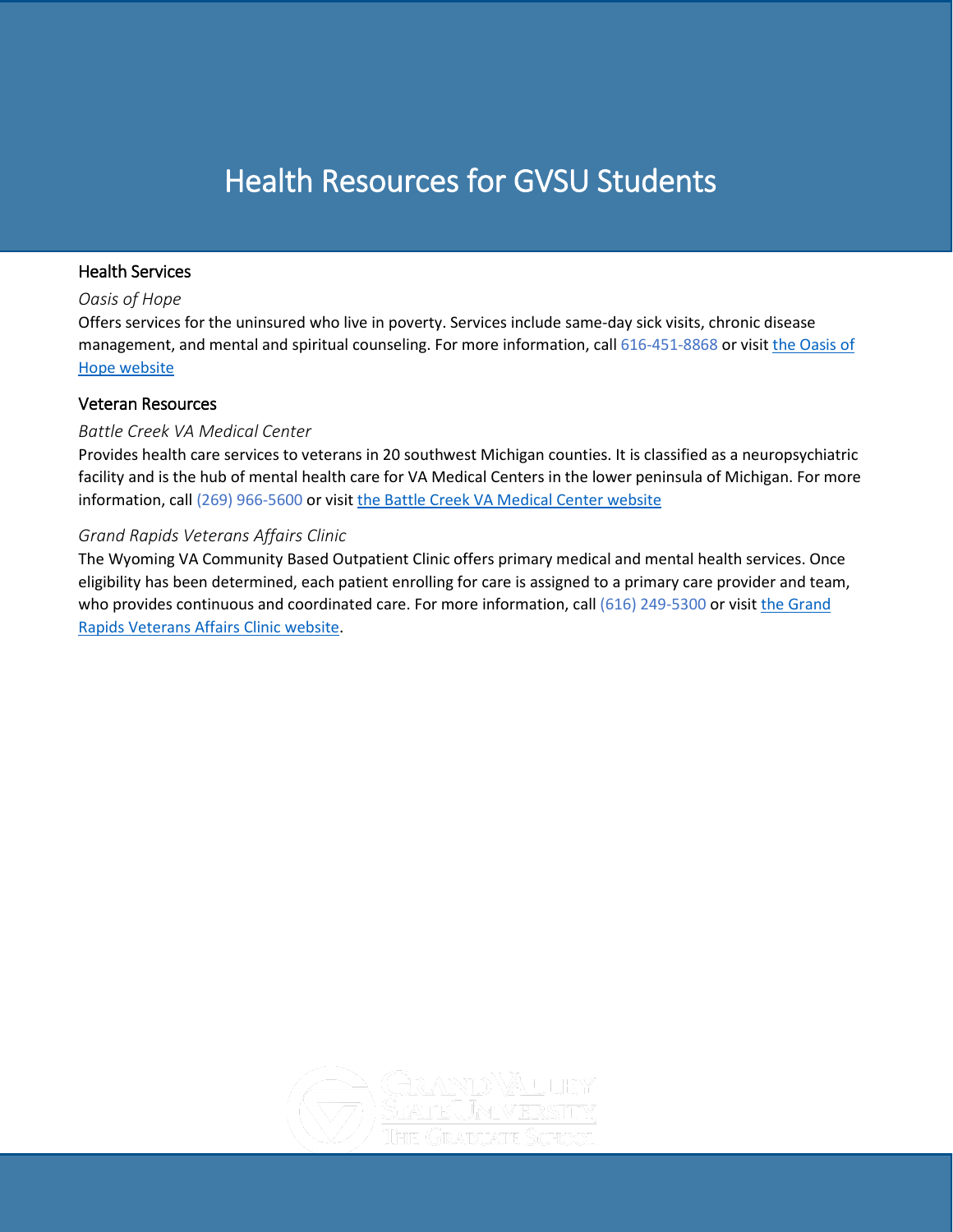# Health Resources for GVSU Students

## Health Services

*Oasis of Hope*

Offers services for the uninsured who live in poverty. Services include same-day sick visits, chronic disease management, and mental and spiritual counseling. For more information, call 616-451-8868 or visit the Oasis of Hope website

## Veteran Resources

*Battle Creek VA Medical Center*

Provides health care services to veterans in 20 southwest Michigan counties. It is classified as a neuropsychiatric facility and is the hub of mental health care for VA Medical Centers in the lower peninsula of Michigan. For more information, call (269) 966-5600 or visit the Battle Creek VA Medical Center website

*Grand Rapids Veterans Affairs Clinic*

The Wyoming VA Community Based Outpatient Clinic offers primary medical and mental health services. Once eligibility has been determined, each patient enrolling for care is assigned to a primary care provider and team, who provides continuous and coordinated care. For more information, call (616) 249-5300 or visit the Grand Rapids Veterans Affairs Clinic website.